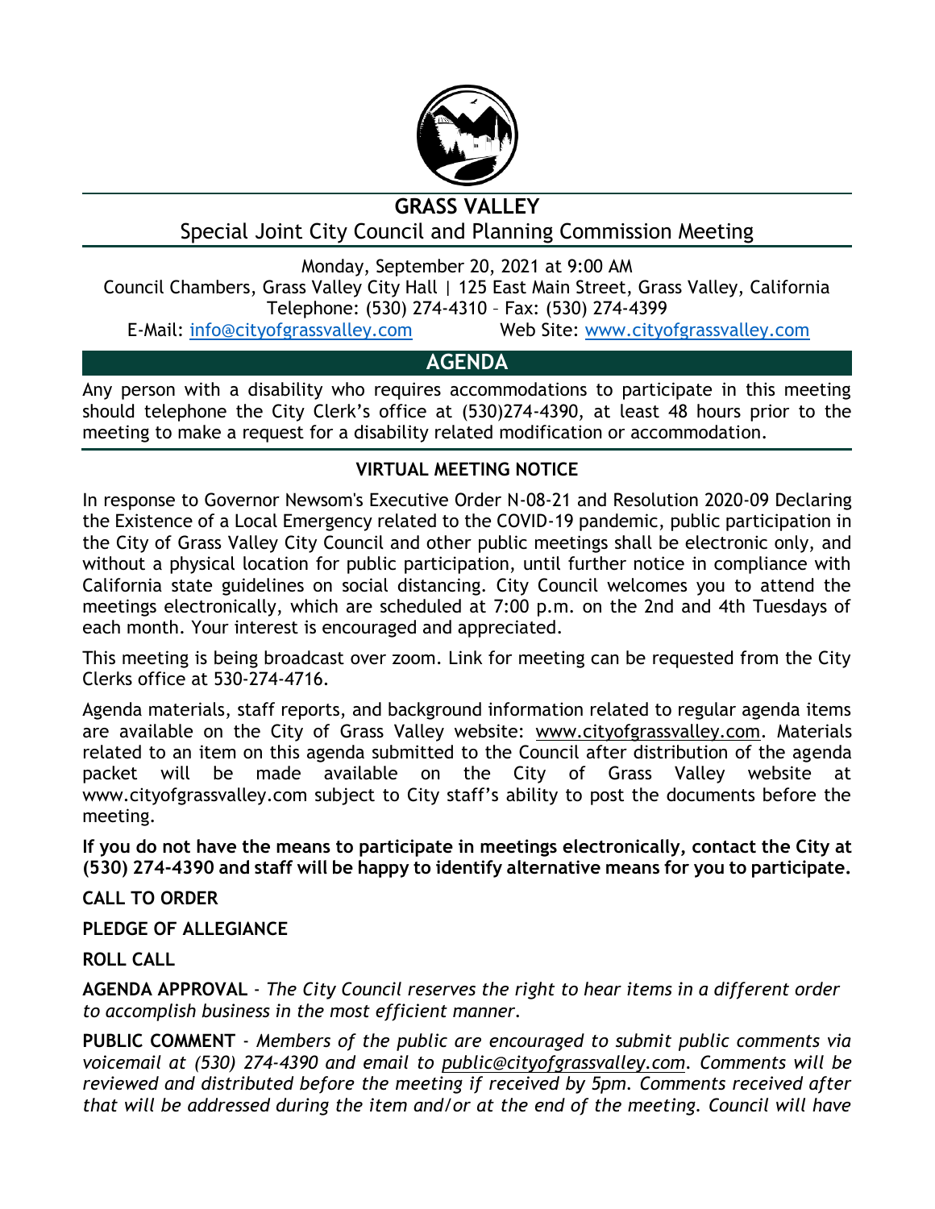# GRASS VALLEY

## Special Joint City Council and Planning Commission Meeting

Monday, September 20, 2021 at 9:00 AM
Council Chambers, Grass Valley City Hall | 125 East Main Street, Grass Valley, California
Telephone: (530) 274-4310 – Fax: (530) 274-4399
E-Mail: info@cityofgrassvalley.com Web Site: www.cityofgrassvalley.com

## AGENDA

Any person with a disability who requires accommodations to participate in this meeting should telephone the City Clerk's office at (530)274-4390, at least 48 hours prior to the meeting to make a request for a disability related modification or accommodation.

**VIRTUAL MEETING NOTICE**

In response to Governor Newsom's Executive Order N-08-21 and Resolution 2020-09 Declaring the Existence of a Local Emergency related to the COVID-19 pandemic, public participation in the City of Grass Valley City Council and other public meetings shall be electronic only, and without a physical location for public participation, until further notice in compliance with California state guidelines on social distancing. City Council welcomes you to attend the meetings electronically, which are scheduled at 7:00 p.m. on the 2nd and 4th Tuesdays of each month. Your interest is encouraged and appreciated.

This meeting is being broadcast over zoom. Link for meeting can be requested from the City Clerks office at 530-274-4716.

Agenda materials, staff reports, and background information related to regular agenda items are available on the City of Grass Valley website: www.cityofgrassvalley.com. Materials related to an item on this agenda submitted to the Council after distribution of the agenda packet will be made available on the City of Grass Valley website at www.cityofgrassvalley.com subject to City staff's ability to post the documents before the meeting.

**If you do not have the means to participate in meetings electronically, contact the City at (530) 274-4390 and staff will be happy to identify alternative means for you to participate.**

**CALL TO ORDER**

**PLEDGE OF ALLEGIANCE**

**ROLL CALL**

**AGENDA APPROVAL** - *The City Council reserves the right to hear items in a different order to accomplish business in the most efficient manner.*

**PUBLIC COMMENT** - *Members of the public are encouraged to submit public comments via voicemail at (530) 274-4390 and email to public@cityofgrassvalley.com. Comments will be reviewed and distributed before the meeting if received by 5pm. Comments received after that will be addressed during the item and/or at the end of the meeting. Council will have*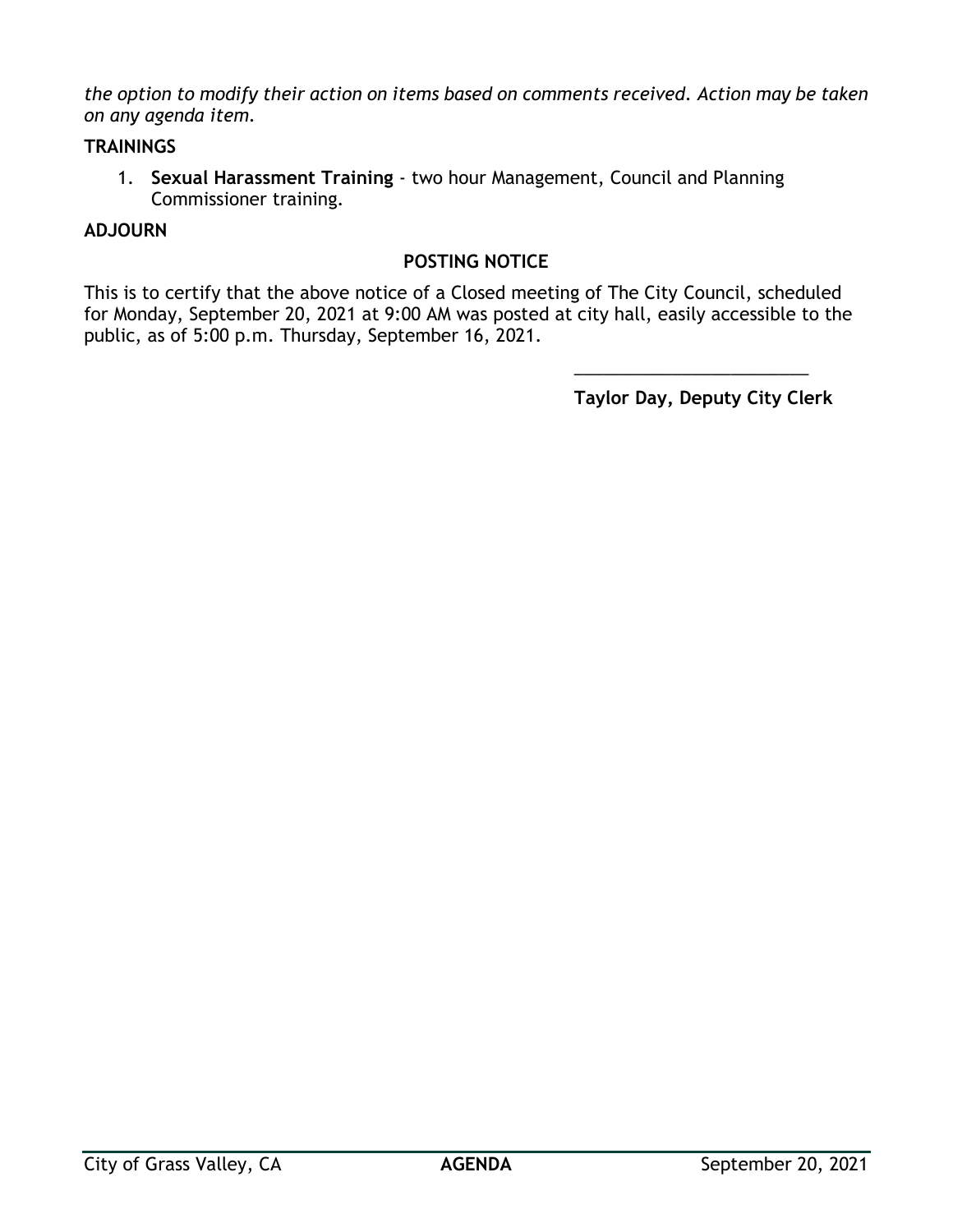*the option to modify their action on items based on comments received. Action may be taken on any agenda item.*

**TRAININGS**

1. **Sexual Harassment Training** - two hour Management, Council and Planning Commissioner training.

**ADJOURN**

**POSTING NOTICE**

This is to certify that the above notice of a Closed meeting of The City Council, scheduled for Monday, September 20, 2021 at 9:00 AM was posted at city hall, easily accessible to the public, as of 5:00 p.m. Thursday, September 16, 2021.

\_\_\_\_\_\_\_\_\_\_\_\_\_\_\_\_\_\_\_\_\_\_\_\_\_

**Taylor Day, Deputy City Clerk**